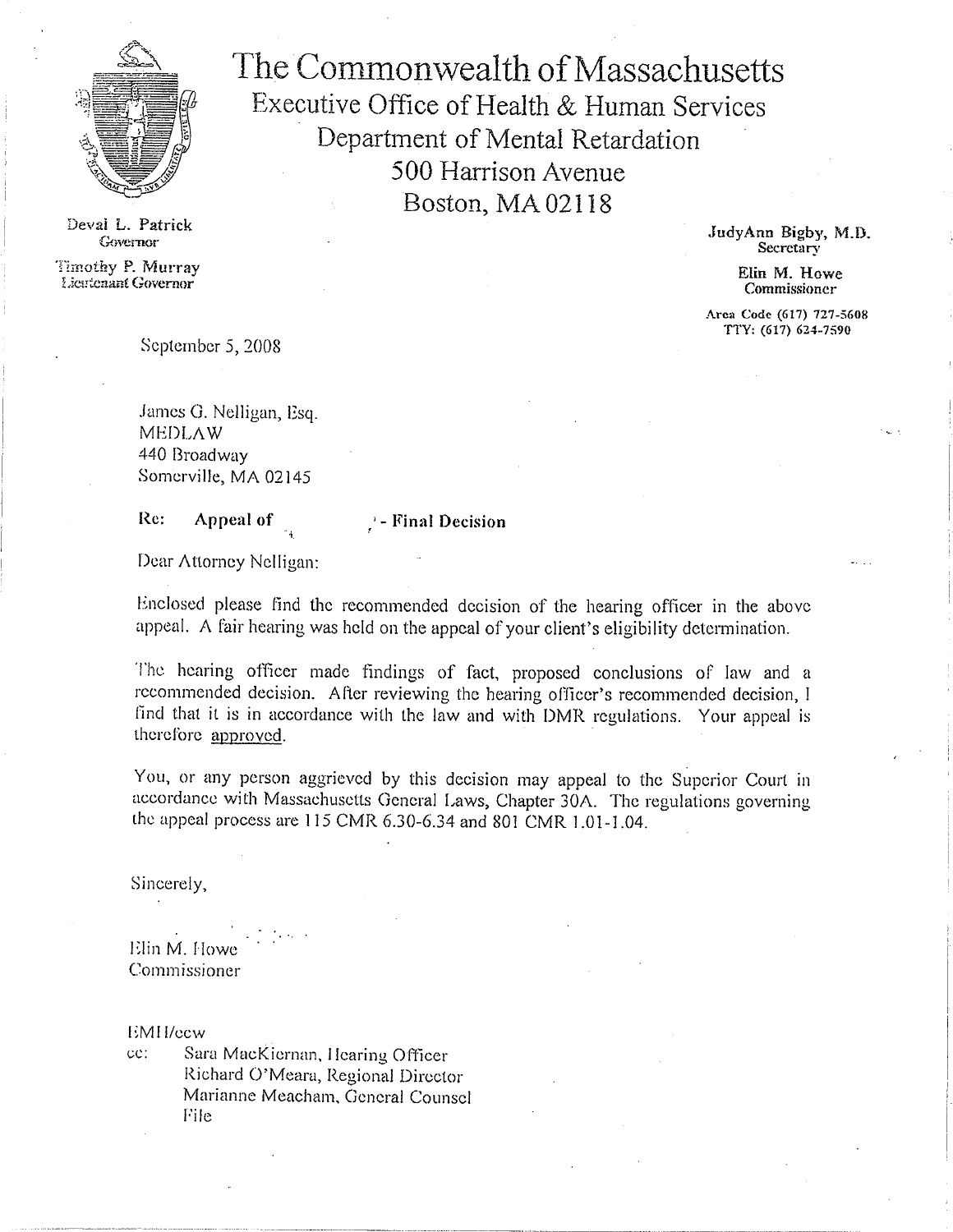# The Commonwealth of Massachusetts

Executive Office of Health & Human Services
Department of Mental Retardation
500 Harrison Avenue
Boston, MA 02118

Deval L. Patrick
Governor

Timothy P. Murray
Lieutenant Governor

JudyAnn Bigby, M.D.
Secretary

Elin M. Howe
Commissioner

Area Code (617) 727-5608
TTY: (617) 624-7590

September 5, 2008

James G. Nelligan, Esq.
MEDLAW
440 Broadway
Somerville, MA 02145

Re: **Appeal of - Final Decision**

Dear Attorney Nelligan:

Enclosed please find the recommended decision of the hearing officer in the above appeal. A fair hearing was held on the appeal of your client's eligibility determination.

The hearing officer made findings of fact, proposed conclusions of law and a recommended decision. After reviewing the hearing officer's recommended decision, I find that it is in accordance with the law and with DMR regulations. Your appeal is therefore approved.

You, or any person aggrieved by this decision may appeal to the Superior Court in accordance with Massachusetts General Laws, Chapter 30A. The regulations governing the appeal process are 115 CMR 6.30-6.34 and 801 CMR 1.01-1.04.

Sincerely,

Elin M. Howe
Commissioner

EMH/ccw

cc: Sara MacKiernan, Hearing Officer
Richard O'Meara, Regional Director
Marianne Meacham, General Counsel
File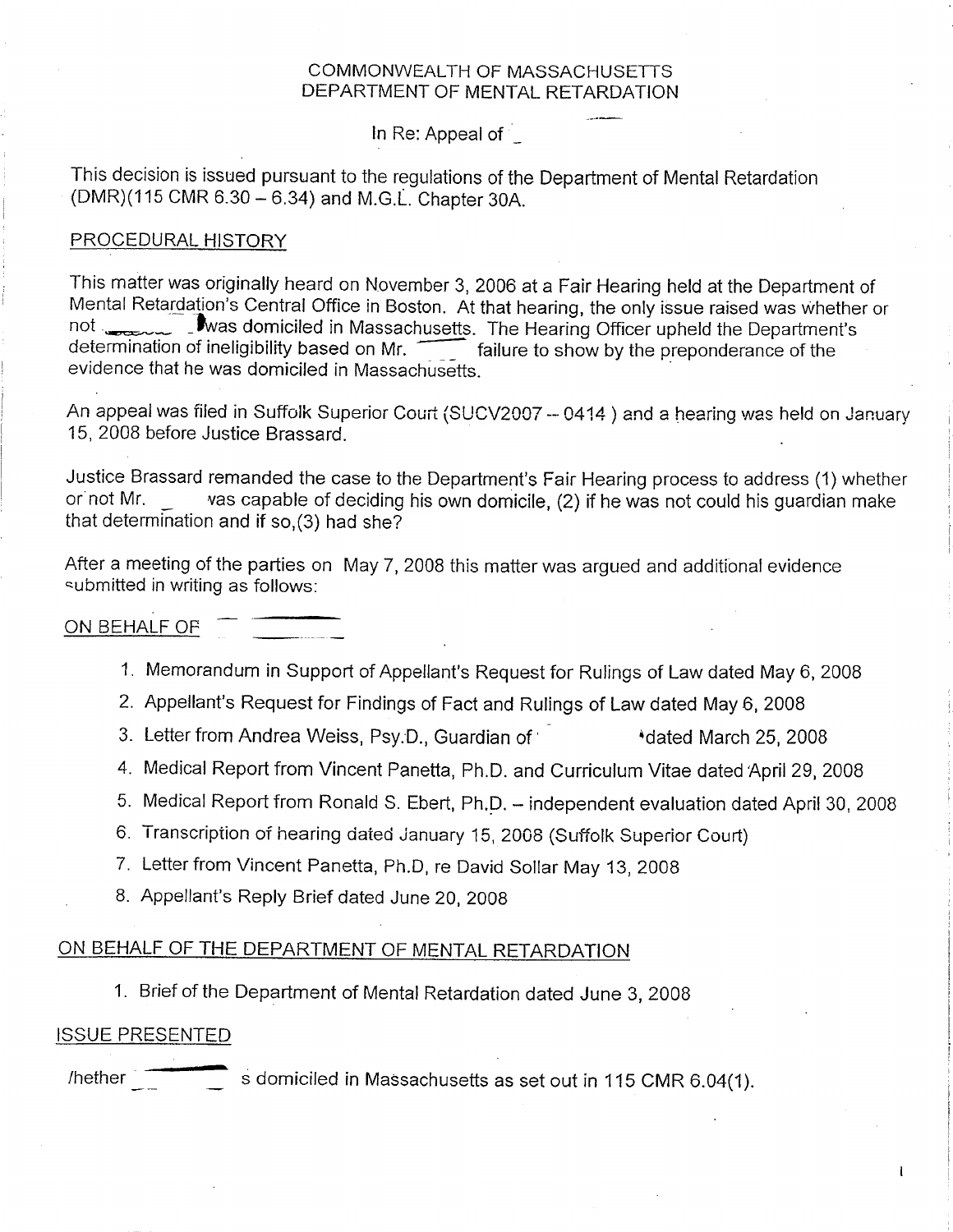COMMONWEALTH OF MASSACHUSETTS
DEPARTMENT OF MENTAL RETARDATION

In Re: Appeal of

This decision is issued pursuant to the regulations of the Department of Mental Retardation (DMR)(115 CMR 6.30 – 6.34) and M.G.L. Chapter 30A.

## PROCEDURAL HISTORY

This matter was originally heard on November 3, 2006 at a Fair Hearing held at the Department of Mental Retardation's Central Office in Boston. At that hearing, the only issue raised was whether or not was domiciled in Massachusetts. The Hearing Officer upheld the Department's determination of ineligibility based on Mr. failure to show by the preponderance of the evidence that he was domiciled in Massachusetts.

An appeal was filed in Suffolk Superior Court (SUCV2007 -- 0414 ) and a hearing was held on January 15, 2008 before Justice Brassard.

Justice Brassard remanded the case to the Department's Fair Hearing process to address (1) whether or not Mr. was capable of deciding his own domicile, (2) if he was not could his guardian make that determination and if so,(3) had she?

After a meeting of the parties on May 7, 2008 this matter was argued and additional evidence submitted in writing as follows:

## ON BEHALF OF

1. Memorandum in Support of Appellant's Request for Rulings of Law dated May 6, 2008
2. Appellant's Request for Findings of Fact and Rulings of Law dated May 6, 2008
3. Letter from Andrea Weiss, Psy.D., Guardian of dated March 25, 2008
4. Medical Report from Vincent Panetta, Ph.D. and Curriculum Vitae dated April 29, 2008
5. Medical Report from Ronald S. Ebert, Ph.D. – independent evaluation dated April 30, 2008
6. Transcription of hearing dated January 15, 2008 (Suffolk Superior Court)
7. Letter from Vincent Panetta, Ph.D, re David Sollar May 13, 2008
8. Appellant's Reply Brief dated June 20, 2008

## ON BEHALF OF THE DEPARTMENT OF MENTAL RETARDATION

1. Brief of the Department of Mental Retardation dated June 3, 2008

## ISSUE PRESENTED

Whether is domiciled in Massachusetts as set out in 115 CMR 6.04(1).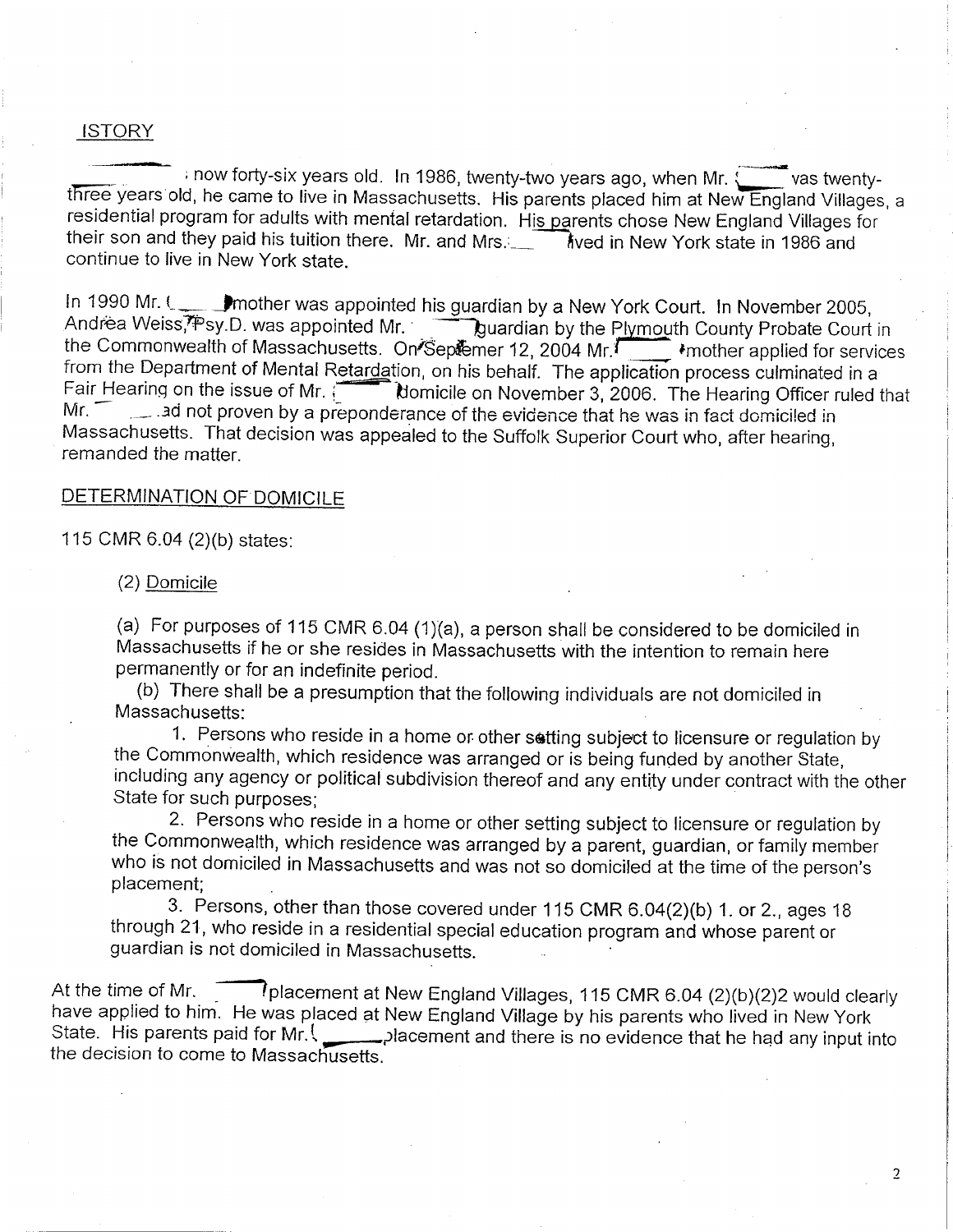## ISTORY

; now forty-six years old. In 1986, twenty-two years ago, when Mr. was twenty-three years old, he came to live in Massachusetts. His parents placed him at New England Villages, a residential program for adults with mental retardation. His parents chose New England Villages for their son and they paid his tuition there. Mr. and Mrs. lived in New York state in 1986 and continue to live in New York state.

In 1990 Mr. mother was appointed his guardian by a New York Court. In November 2005, Andrea Weiss, Psy.D. was appointed Mr. guardian by the Plymouth County Probate Court in the Commonwealth of Massachusetts. On September 12, 2004 Mr. mother applied for services from the Department of Mental Retardation, on his behalf. The application process culminated in a Fair Hearing on the issue of Mr. domicile on November 3, 2006. The Hearing Officer ruled that Mr. had not proven by a preponderance of the evidence that he was in fact domiciled in Massachusetts. That decision was appealed to the Suffolk Superior Court who, after hearing, remanded the matter.

## DETERMINATION OF DOMICILE

115 CMR 6.04 (2)(b) states:

(2) Domicile

(a) For purposes of 115 CMR 6.04 (1)(a), a person shall be considered to be domiciled in Massachusetts if he or she resides in Massachusetts with the intention to remain here permanently or for an indefinite period.

(b) There shall be a presumption that the following individuals are not domiciled in Massachusetts:

1. Persons who reside in a home or other setting subject to licensure or regulation by the Commonwealth, which residence was arranged or is being funded by another State, including any agency or political subdivision thereof and any entity under contract with the other State for such purposes;

2. Persons who reside in a home or other setting subject to licensure or regulation by the Commonwealth, which residence was arranged by a parent, guardian, or family member who is not domiciled in Massachusetts and was not so domiciled at the time of the person's placement;

3. Persons, other than those covered under 115 CMR 6.04(2)(b) 1. or 2., ages 18 through 21, who reside in a residential special education program and whose parent or guardian is not domiciled in Massachusetts.

At the time of Mr. placement at New England Villages, 115 CMR 6.04 (2)(b)(2)2 would clearly have applied to him. He was placed at New England Village by his parents who lived in New York State. His parents paid for Mr. placement and there is no evidence that he had any input into the decision to come to Massachusetts.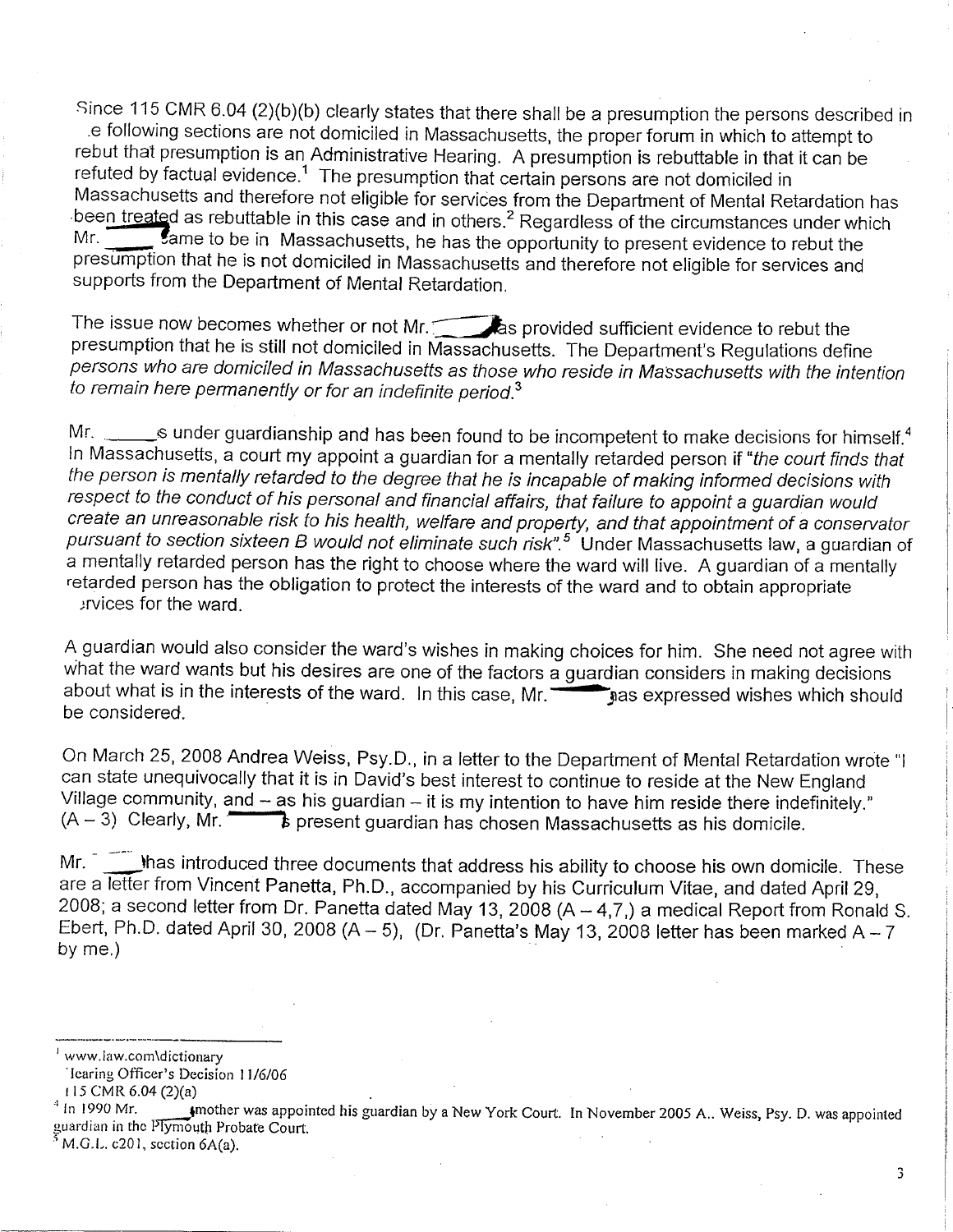Since 115 CMR 6.04 (2)(b)(b) clearly states that there shall be a presumption the persons described in .e following sections are not domiciled in Massachusetts, the proper forum in which to attempt to rebut that presumption is an Administrative Hearing. A presumption is rebuttable in that it can be refuted by factual evidence.[1] The presumption that certain persons are not domiciled in Massachusetts and therefore not eligible for services from the Department of Mental Retardation has been treated as rebuttable in this case and in others.[2] Regardless of the circumstances under which Mr. \_\_\_\_ came to be in Massachusetts, he has the opportunity to present evidence to rebut the presumption that he is not domiciled in Massachusetts and therefore not eligible for services and supports from the Department of Mental Retardation.

The issue now becomes whether or not Mr. \_\_\_\_ has provided sufficient evidence to rebut the presumption that he is still not domiciled in Massachusetts. The Department's Regulations define *persons who are domiciled in Massachusetts as those who reside in Massachusetts with the intention to remain here permanently or for an indefinite period.*[3]

Mr. \_\_\_\_ is under guardianship and has been found to be incompetent to make decisions for himself.[4] In Massachusetts, a court my appoint a guardian for a mentally retarded person if "*the court finds that the person is mentally retarded to the degree that he is incapable of making informed decisions with respect to the conduct of his personal and financial affairs, that failure to appoint a guardian would create an unreasonable risk to his health, welfare and property, and that appointment of a conservator pursuant to section sixteen B would not eliminate such risk*".[5] Under Massachusetts law, a guardian of a mentally retarded person has the right to choose where the ward will live. A guardian of a mentally retarded person has the obligation to protect the interests of the ward and to obtain appropriate services for the ward.

A guardian would also consider the ward's wishes in making choices for him. She need not agree with what the ward wants but his desires are one of the factors a guardian considers in making decisions about what is in the interests of the ward. In this case, Mr. \_\_\_\_ has expressed wishes which should be considered.

On March 25, 2008 Andrea Weiss, Psy.D., in a letter to the Department of Mental Retardation wrote "I can state unequivocally that it is in David's best interest to continue to reside at the New England Village community, and – as his guardian – it is my intention to have him reside there indefinitely." (A – 3) Clearly, Mr. \_\_\_\_ present guardian has chosen Massachusetts as his domicile.

Mr. \_\_\_\_ has introduced three documents that address his ability to choose his own domicile. These are a letter from Vincent Panetta, Ph.D., accompanied by his Curriculum Vitae, and dated April 29, 2008; a second letter from Dr. Panetta dated May 13, 2008 (A – 4,7,) a medical Report from Ronald S. Ebert, Ph.D. dated April 30, 2008 (A – 5), (Dr. Panetta's May 13, 2008 letter has been marked A – 7 by me.)

---

[1] www.law.com\dictionary

[2] Hearing Officer's Decision 11/6/06

[3] 115 CMR 6.04 (2)(a)

[4] In 1990 Mr. \_\_\_\_ mother was appointed his guardian by a New York Court. In November 2005 A.. Weiss, Psy. D. was appointed guardian in the Plymouth Probate Court.

[5] M.G.L. c201, section 6A(a).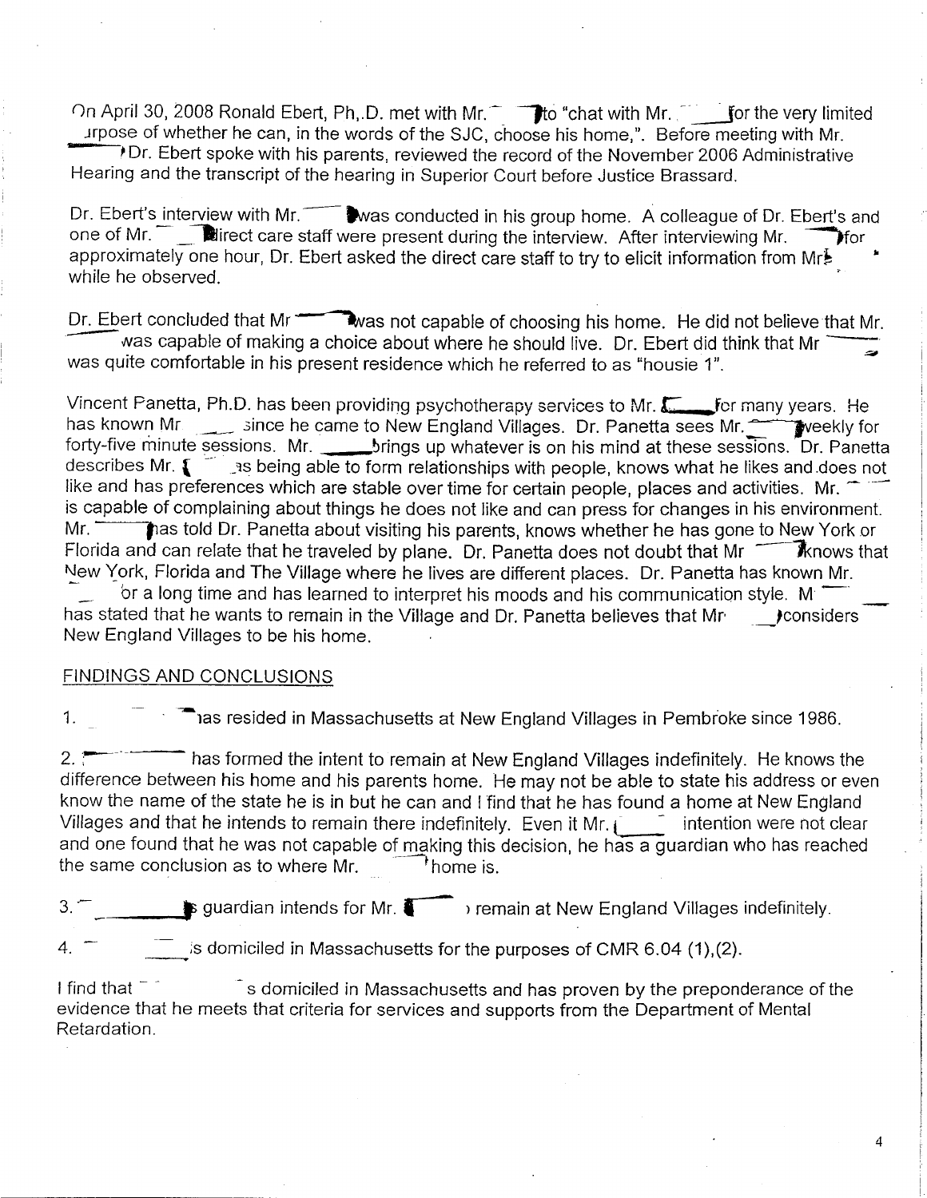On April 30, 2008 Ronald Ebert, Ph,.D. met with Mr. to "chat with Mr. for the very limited purpose of whether he can, in the words of the SJC, choose his home,". Before meeting with Mr. Dr. Ebert spoke with his parents, reviewed the record of the November 2006 Administrative Hearing and the transcript of the hearing in Superior Court before Justice Brassard.

Dr. Ebert's interview with Mr. was conducted in his group home. A colleague of Dr. Ebert's and one of Mr. direct care staff were present during the interview. After interviewing Mr. for approximately one hour, Dr. Ebert asked the direct care staff to try to elicit information from Mr. while he observed.

Dr. Ebert concluded that Mr was not capable of choosing his home. He did not believe that Mr. was capable of making a choice about where he should live. Dr. Ebert did think that Mr was quite comfortable in his present residence which he referred to as "housie 1".

Vincent Panetta, Ph.D. has been providing psychotherapy services to Mr. for many years. He has known Mr since he came to New England Villages. Dr. Panetta sees Mr. weekly for forty-five minute sessions. Mr. brings up whatever is on his mind at these sessions. Dr. Panetta describes Mr. as being able to form relationships with people, knows what he likes and does not like and has preferences which are stable over time for certain people, places and activities. Mr. is capable of complaining about things he does not like and can press for changes in his environment. Mr. has told Dr. Panetta about visiting his parents, knows whether he has gone to New York or Florida and can relate that he traveled by plane. Dr. Panetta does not doubt that Mr knows that New York, Florida and The Village where he lives are different places. Dr. Panetta has known Mr. for a long time and has learned to interpret his moods and his communication style. M has stated that he wants to remain in the Village and Dr. Panetta believes that Mr considers New England Villages to be his home.

FINDINGS AND CONCLUSIONS

1. has resided in Massachusetts at New England Villages in Pembroke since 1986.

2. has formed the intent to remain at New England Villages indefinitely. He knows the difference between his home and his parents home. He may not be able to state his address or even know the name of the state he is in but he can and I find that he has found a home at New England Villages and that he intends to remain there indefinitely. Even it Mr. intention were not clear and one found that he was not capable of making this decision, he has a guardian who has reached the same conclusion as to where Mr. home is.

3. guardian intends for Mr. remain at New England Villages indefinitely.

4. is domiciled in Massachusetts for the purposes of CMR 6.04 (1),(2).

I find that s domiciled in Massachusetts and has proven by the preponderance of the evidence that he meets that criteria for services and supports from the Department of Mental Retardation.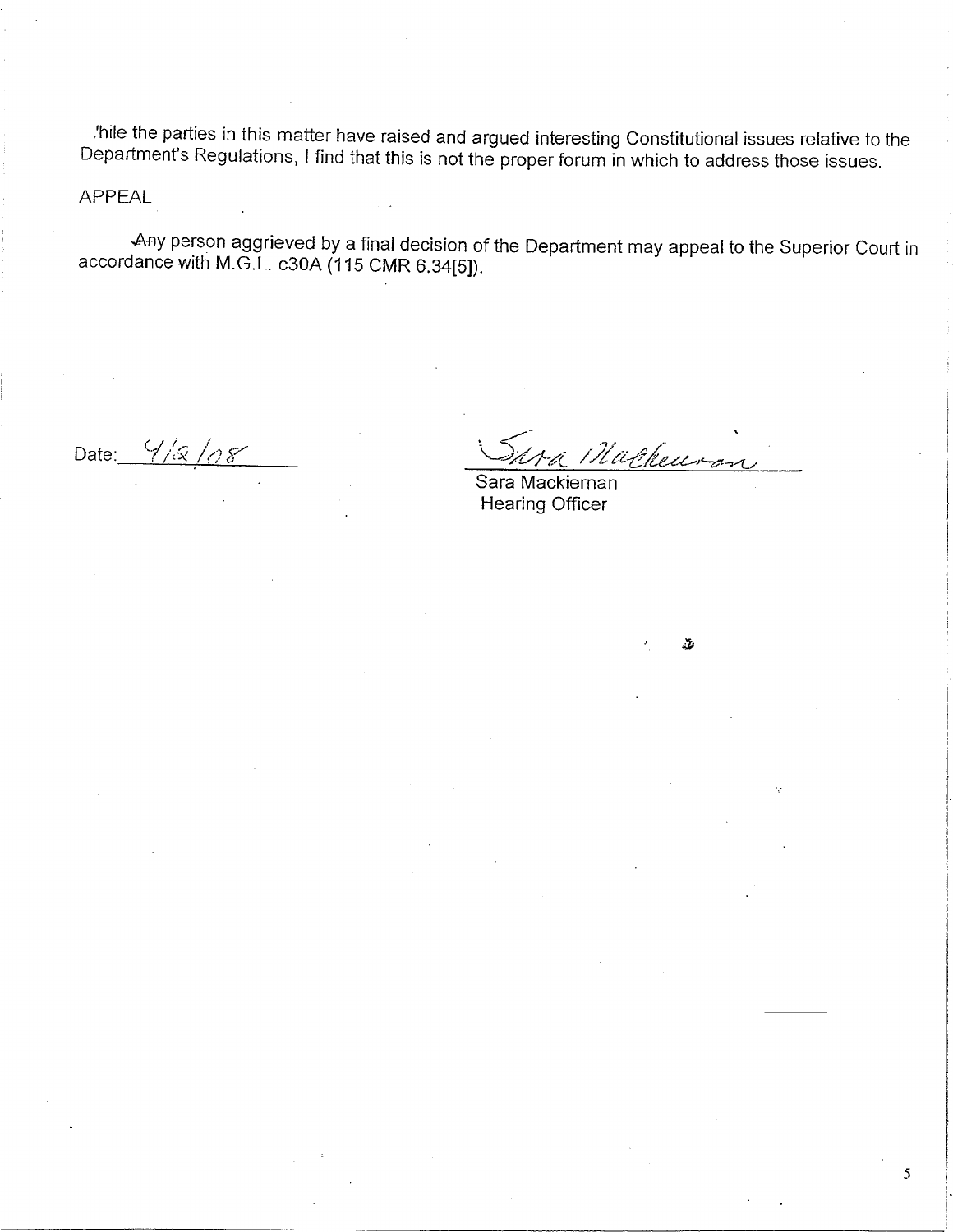.'hile the parties in this matter have raised and argued interesting Constitutional issues relative to the Department's Regulations, I find that this is not the proper forum in which to address those issues.

APPEAL

Any person aggrieved by a final decision of the Department may appeal to the Superior Court in accordance with M.G.L. c30A (115 CMR 6.34[5]).

Date: 4/2/08

Sara Mackiernan
Hearing Officer